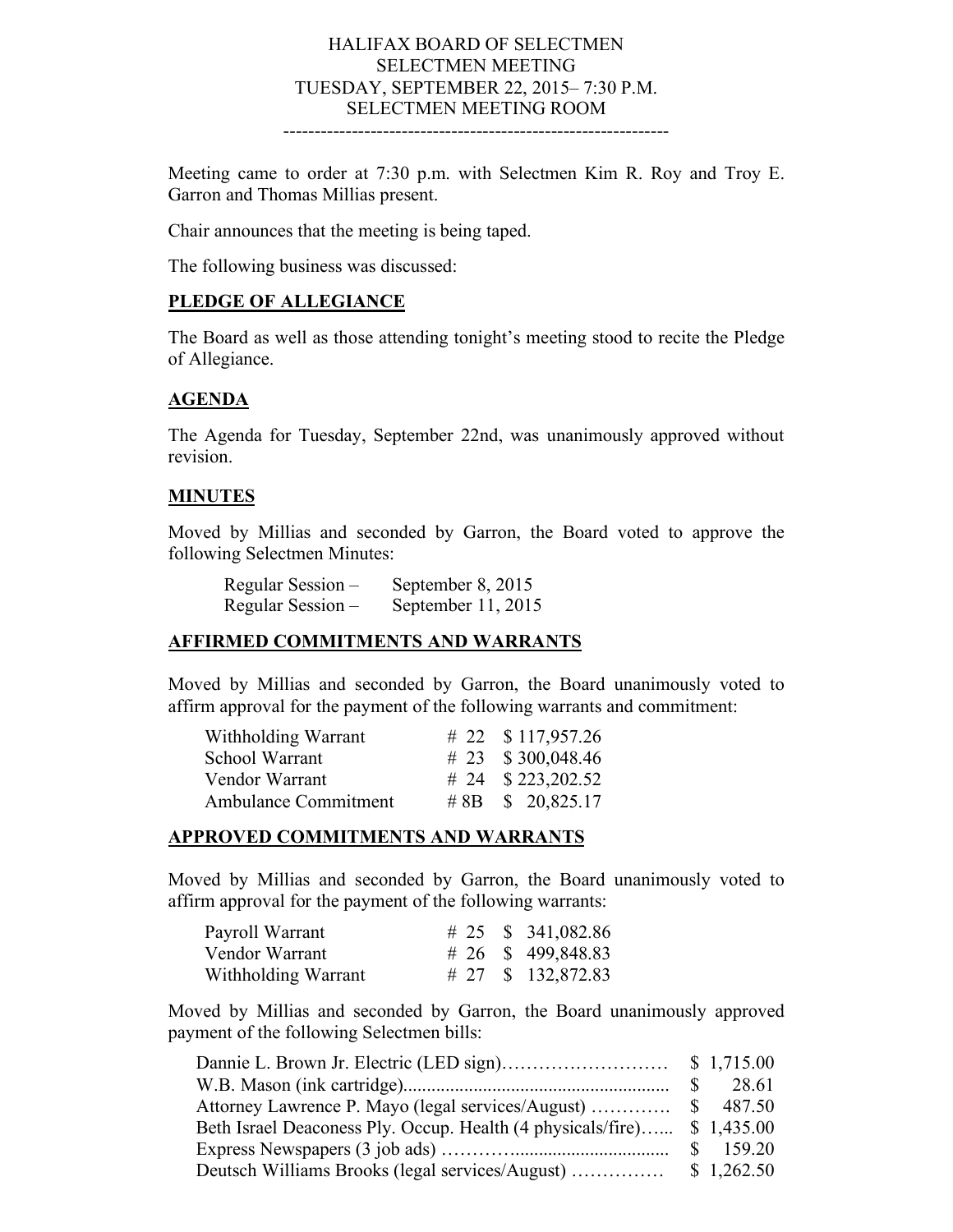# HALIFAX BOARD OF SELECTMEN
## SELECTMEN MEETING
## TUESDAY, SEPTEMBER 22, 2015– 7:30 P.M.
## SELECTMEN MEETING ROOM

---

Meeting came to order at 7:30 p.m. with Selectmen Kim R. Roy and Troy E. Garron and Thomas Millias present.

Chair announces that the meeting is being taped.

The following business was discussed:

**PLEDGE OF ALLEGIANCE**

The Board as well as those attending tonight's meeting stood to recite the Pledge of Allegiance.

**AGENDA**

The Agenda for Tuesday, September 22nd, was unanimously approved without revision.

**MINUTES**

Moved by Millias and seconded by Garron, the Board voted to approve the following Selectmen Minutes:

| | |
|---|---|
| Regular Session – | September 8, 2015 |
| Regular Session – | September 11, 2015 |

**AFFIRMED COMMITMENTS AND WARRANTS**

Moved by Millias and seconded by Garron, the Board unanimously voted to affirm approval for the payment of the following warrants and commitment:

| | | |
|---|---|---|
| Withholding Warrant | # 22 | $ 117,957.26 |
| School Warrant | # 23 | $ 300,048.46 |
| Vendor Warrant | # 24 | $ 223,202.52 |
| Ambulance Commitment | # 8B | $ 20,825.17 |

**APPROVED COMMITMENTS AND WARRANTS**

Moved by Millias and seconded by Garron, the Board unanimously voted to affirm approval for the payment of the following warrants:

| | | |
|---|---|---|
| Payroll Warrant | # 25 | $ 341,082.86 |
| Vendor Warrant | # 26 | $ 499,848.83 |
| Withholding Warrant | # 27 | $ 132,872.83 |

Moved by Millias and seconded by Garron, the Board unanimously approved payment of the following Selectmen bills:

| | |
|---|---|
| Dannie L. Brown Jr. Electric (LED sign)……………………… | $ 1,715.00 |
| W.B. Mason (ink cartridge)........................................................ | $ 28.61 |
| Attorney Lawrence P. Mayo (legal services/August) …………. | $ 487.50 |
| Beth Israel Deaconess Ply. Occup. Health (4 physicals/fire)…... | $ 1,435.00 |
| Express Newspapers (3 job ads) …………................................ | $ 159.20 |
| Deutsch Williams Brooks (legal services/August) …………… | $ 1,262.50 |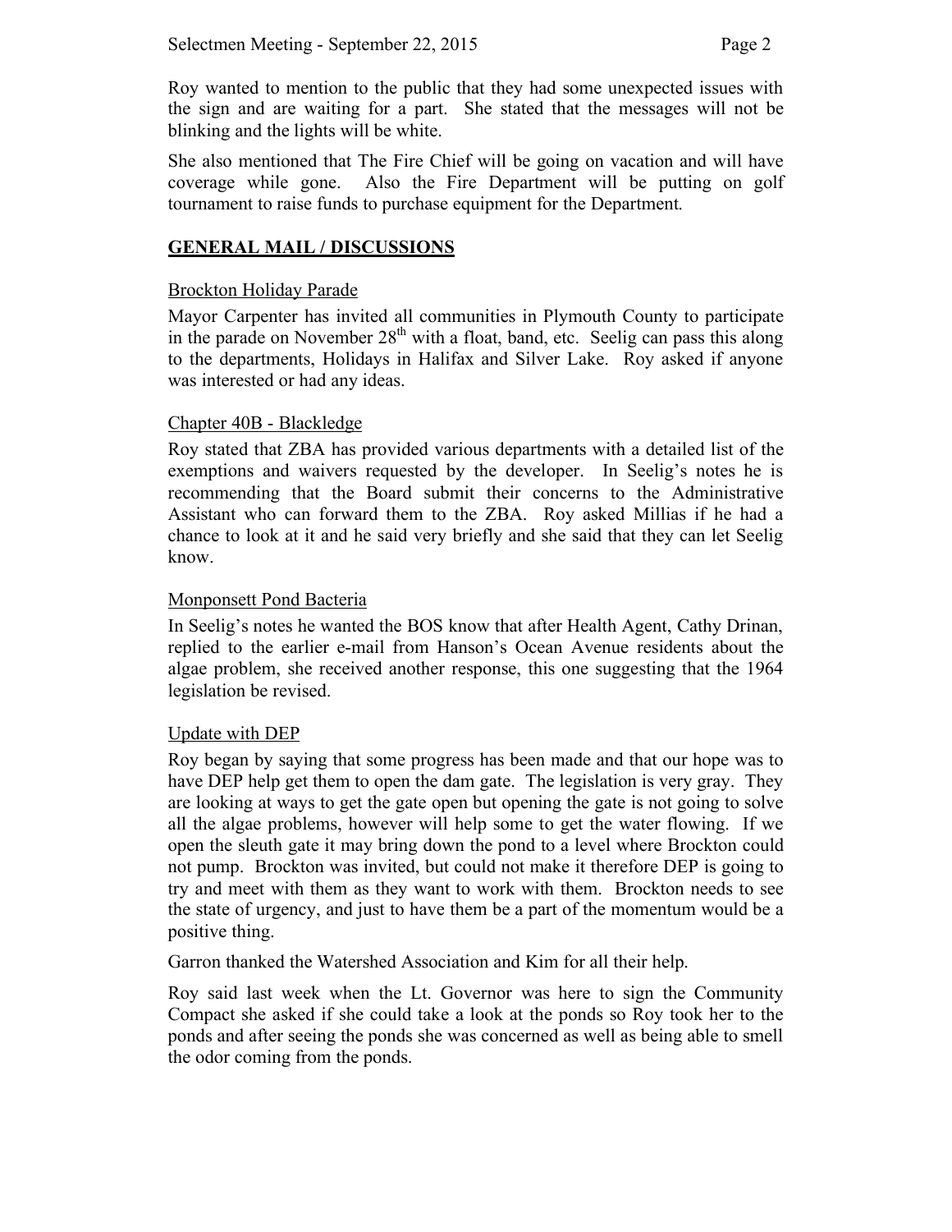Roy wanted to mention to the public that they had some unexpected issues with the sign and are waiting for a part. She stated that the messages will not be blinking and the lights will be white.

She also mentioned that The Fire Chief will be going on vacation and will have coverage while gone. Also the Fire Department will be putting on golf tournament to raise funds to purchase equipment for the Department.

## GENERAL MAIL / DISCUSSIONS

### Brockton Holiday Parade

Mayor Carpenter has invited all communities in Plymouth County to participate in the parade on November 28th with a float, band, etc. Seelig can pass this along to the departments, Holidays in Halifax and Silver Lake. Roy asked if anyone was interested or had any ideas.

### Chapter 40B - Blackledge

Roy stated that ZBA has provided various departments with a detailed list of the exemptions and waivers requested by the developer. In Seelig's notes he is recommending that the Board submit their concerns to the Administrative Assistant who can forward them to the ZBA. Roy asked Millias if he had a chance to look at it and he said very briefly and she said that they can let Seelig know.

### Monponsett Pond Bacteria

In Seelig's notes he wanted the BOS know that after Health Agent, Cathy Drinan, replied to the earlier e-mail from Hanson's Ocean Avenue residents about the algae problem, she received another response, this one suggesting that the 1964 legislation be revised.

### Update with DEP

Roy began by saying that some progress has been made and that our hope was to have DEP help get them to open the dam gate. The legislation is very gray. They are looking at ways to get the gate open but opening the gate is not going to solve all the algae problems, however will help some to get the water flowing. If we open the sleuth gate it may bring down the pond to a level where Brockton could not pump. Brockton was invited, but could not make it therefore DEP is going to try and meet with them as they want to work with them. Brockton needs to see the state of urgency, and just to have them be a part of the momentum would be a positive thing.

Garron thanked the Watershed Association and Kim for all their help.

Roy said last week when the Lt. Governor was here to sign the Community Compact she asked if she could take a look at the ponds so Roy took her to the ponds and after seeing the ponds she was concerned as well as being able to smell the odor coming from the ponds.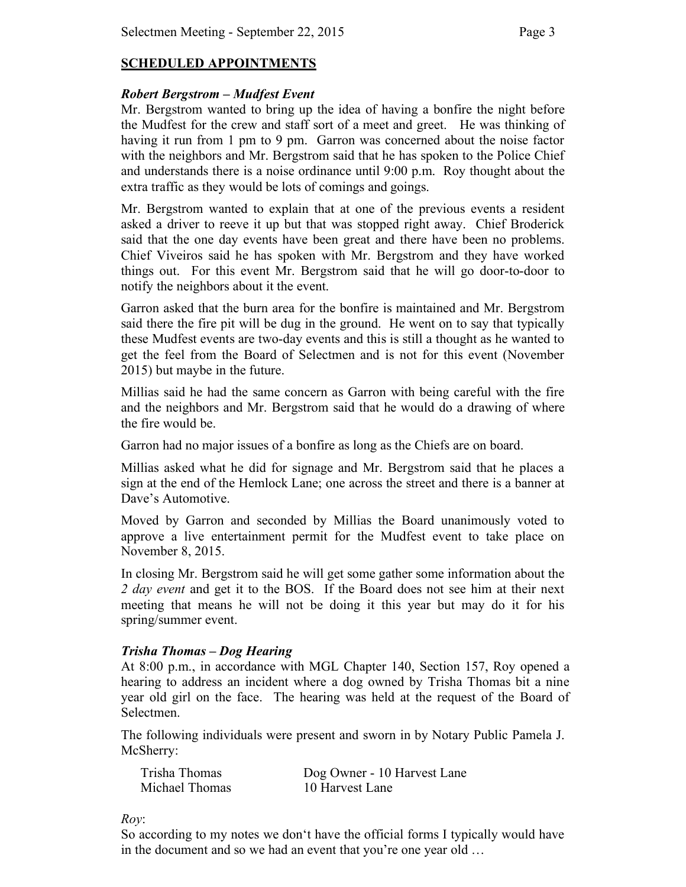## SCHEDULED APPOINTMENTS

### *Robert Bergstrom – Mudfest Event*

Mr. Bergstrom wanted to bring up the idea of having a bonfire the night before the Mudfest for the crew and staff sort of a meet and greet. He was thinking of having it run from 1 pm to 9 pm. Garron was concerned about the noise factor with the neighbors and Mr. Bergstrom said that he has spoken to the Police Chief and understands there is a noise ordinance until 9:00 p.m. Roy thought about the extra traffic as they would be lots of comings and goings.

Mr. Bergstrom wanted to explain that at one of the previous events a resident asked a driver to reeve it up but that was stopped right away. Chief Broderick said that the one day events have been great and there have been no problems. Chief Viveiros said he has spoken with Mr. Bergstrom and they have worked things out. For this event Mr. Bergstrom said that he will go door-to-door to notify the neighbors about it the event.

Garron asked that the burn area for the bonfire is maintained and Mr. Bergstrom said there the fire pit will be dug in the ground. He went on to say that typically these Mudfest events are two-day events and this is still a thought as he wanted to get the feel from the Board of Selectmen and is not for this event (November 2015) but maybe in the future.

Millias said he had the same concern as Garron with being careful with the fire and the neighbors and Mr. Bergstrom said that he would do a drawing of where the fire would be.

Garron had no major issues of a bonfire as long as the Chiefs are on board.

Millias asked what he did for signage and Mr. Bergstrom said that he places a sign at the end of the Hemlock Lane; one across the street and there is a banner at Dave's Automotive.

Moved by Garron and seconded by Millias the Board unanimously voted to approve a live entertainment permit for the Mudfest event to take place on November 8, 2015.

In closing Mr. Bergstrom said he will get some gather some information about the *2 day event* and get it to the BOS. If the Board does not see him at their next meeting that means he will not be doing it this year but may do it for his spring/summer event.

### *Trisha Thomas – Dog Hearing*

At 8:00 p.m., in accordance with MGL Chapter 140, Section 157, Roy opened a hearing to address an incident where a dog owned by Trisha Thomas bit a nine year old girl on the face. The hearing was held at the request of the Board of Selectmen.

The following individuals were present and sworn in by Notary Public Pamela J. McSherry:

| | |
|---|---|
| Trisha Thomas | Dog Owner - 10 Harvest Lane |
| Michael Thomas | 10 Harvest Lane |

*Roy*:
So according to my notes we don't have the official forms I typically would have in the document and so we had an event that you're one year old …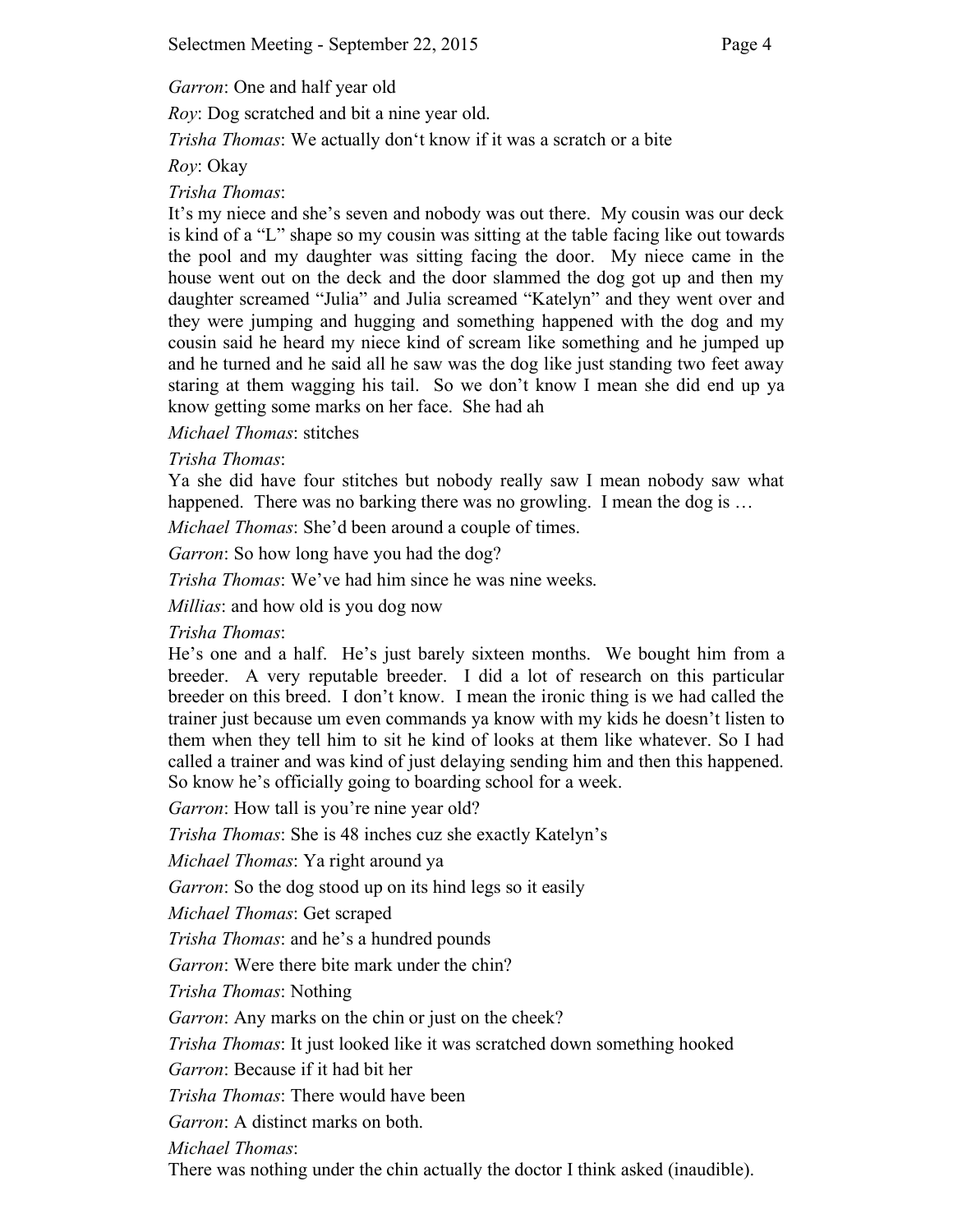*Garron*: One and half year old

*Roy*: Dog scratched and bit a nine year old.

*Trisha Thomas*: We actually don't know if it was a scratch or a bite

*Roy*: Okay

*Trisha Thomas*:
It's my niece and she's seven and nobody was out there. My cousin was our deck is kind of a "L" shape so my cousin was sitting at the table facing like out towards the pool and my daughter was sitting facing the door. My niece came in the house went out on the deck and the door slammed the dog got up and then my daughter screamed "Julia" and Julia screamed "Katelyn" and they went over and they were jumping and hugging and something happened with the dog and my cousin said he heard my niece kind of scream like something and he jumped up and he turned and he said all he saw was the dog like just standing two feet away staring at them wagging his tail. So we don't know I mean she did end up ya know getting some marks on her face. She had ah

*Michael Thomas*: stitches

*Trisha Thomas*:
Ya she did have four stitches but nobody really saw I mean nobody saw what happened. There was no barking there was no growling. I mean the dog is …

*Michael Thomas*: She'd been around a couple of times.

*Garron*: So how long have you had the dog?

*Trisha Thomas*: We've had him since he was nine weeks.

*Millias*: and how old is you dog now

*Trisha Thomas*:
He's one and a half. He's just barely sixteen months. We bought him from a breeder. A very reputable breeder. I did a lot of research on this particular breeder on this breed. I don't know. I mean the ironic thing is we had called the trainer just because um even commands ya know with my kids he doesn't listen to them when they tell him to sit he kind of looks at them like whatever. So I had called a trainer and was kind of just delaying sending him and then this happened. So know he's officially going to boarding school for a week.

*Garron*: How tall is you're nine year old?

*Trisha Thomas*: She is 48 inches cuz she exactly Katelyn's

*Michael Thomas*: Ya right around ya

*Garron*: So the dog stood up on its hind legs so it easily

*Michael Thomas*: Get scraped

*Trisha Thomas*: and he's a hundred pounds

*Garron*: Were there bite mark under the chin?

*Trisha Thomas*: Nothing

*Garron*: Any marks on the chin or just on the cheek?

*Trisha Thomas*: It just looked like it was scratched down something hooked

*Garron*: Because if it had bit her

*Trisha Thomas*: There would have been

*Garron*: A distinct marks on both.

*Michael Thomas*:
There was nothing under the chin actually the doctor I think asked (inaudible).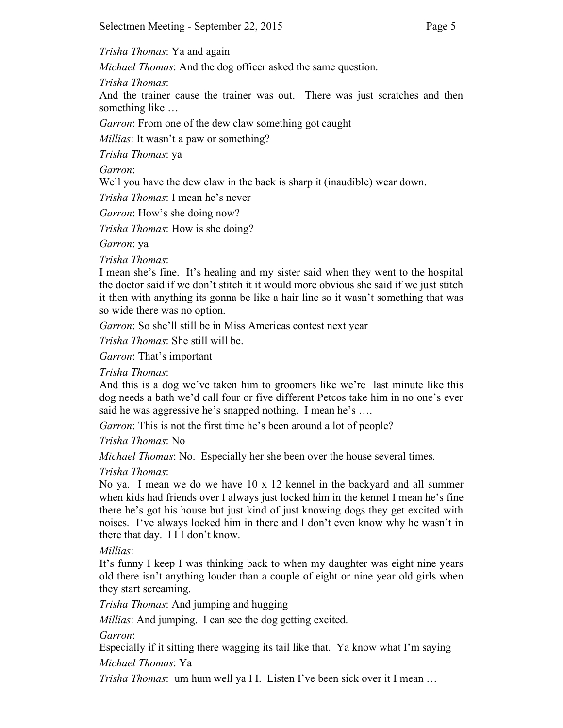*Trisha Thomas*: Ya and again

*Michael Thomas*: And the dog officer asked the same question.

*Trisha Thomas*:
And the trainer cause the trainer was out. There was just scratches and then something like …

*Garron*: From one of the dew claw something got caught

*Millias*: It wasn't a paw or something?

*Trisha Thomas*: ya

*Garron*:
Well you have the dew claw in the back is sharp it (inaudible) wear down.

*Trisha Thomas*: I mean he's never

*Garron*: How's she doing now?

*Trisha Thomas*: How is she doing?

*Garron*: ya

*Trisha Thomas*:
I mean she's fine. It's healing and my sister said when they went to the hospital the doctor said if we don't stitch it it would more obvious she said if we just stitch it then with anything its gonna be like a hair line so it wasn't something that was so wide there was no option.

*Garron*: So she'll still be in Miss Americas contest next year

*Trisha Thomas*: She still will be.

*Garron*: That's important

*Trisha Thomas*:
And this is a dog we've taken him to groomers like we're last minute like this dog needs a bath we'd call four or five different Petcos take him in no one's ever said he was aggressive he's snapped nothing. I mean he's ….

*Garron*: This is not the first time he's been around a lot of people?

*Trisha Thomas*: No

*Michael Thomas*: No. Especially her she been over the house several times.

*Trisha Thomas*:
No ya. I mean we do we have 10 x 12 kennel in the backyard and all summer when kids had friends over I always just locked him in the kennel I mean he's fine there he's got his house but just kind of just knowing dogs they get excited with noises. I've always locked him in there and I don't even know why he wasn't in there that day. I I I don't know.

*Millias*:
It's funny I keep I was thinking back to when my daughter was eight nine years old there isn't anything louder than a couple of eight or nine year old girls when they start screaming.

*Trisha Thomas*: And jumping and hugging

*Millias*: And jumping. I can see the dog getting excited.

*Garron*:
Especially if it sitting there wagging its tail like that. Ya know what I'm saying

*Michael Thomas*: Ya

*Trisha Thomas*: um hum well ya I I. Listen I've been sick over it I mean …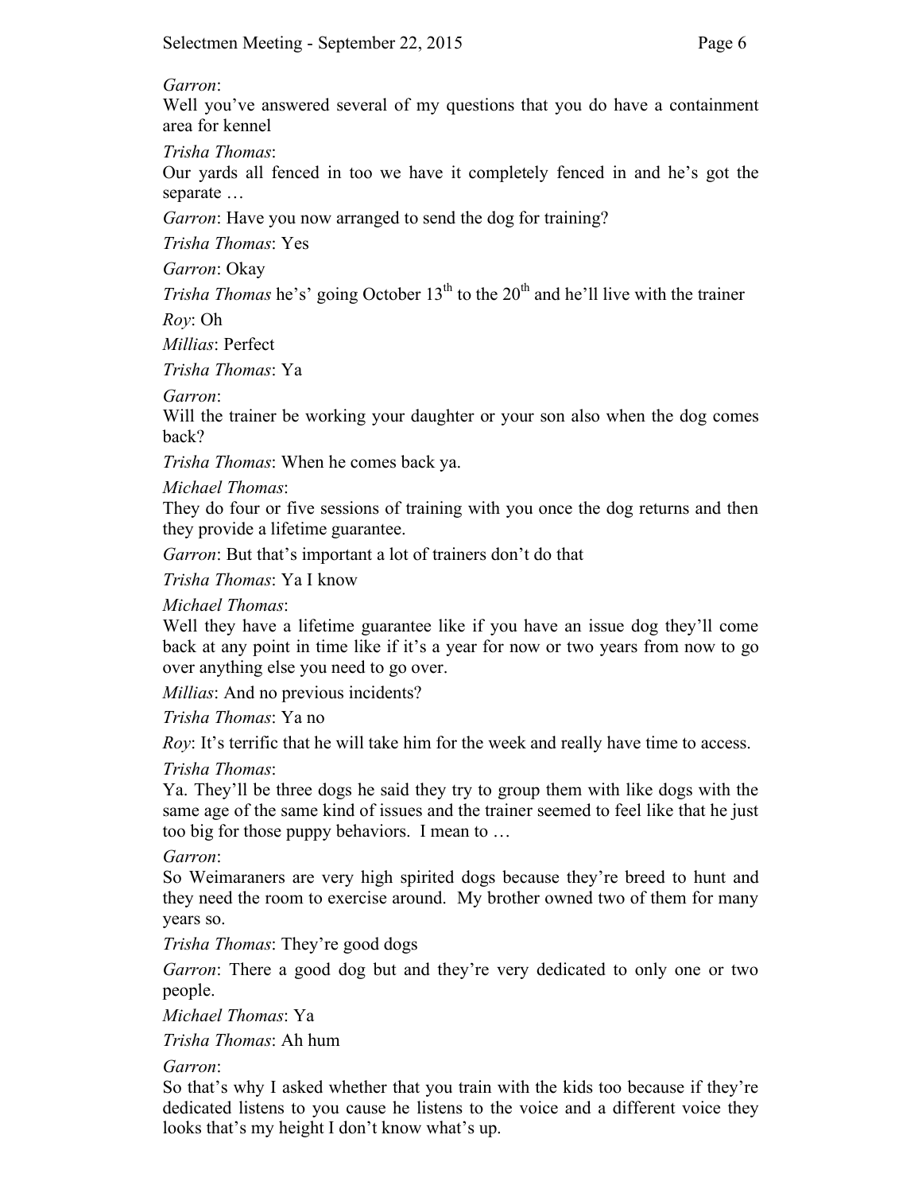*Garron*:
Well you've answered several of my questions that you do have a containment area for kennel

*Trisha Thomas*:
Our yards all fenced in too we have it completely fenced in and he's got the separate …

*Garron*: Have you now arranged to send the dog for training?

*Trisha Thomas*: Yes

*Garron*: Okay

*Trisha Thomas* he's' going October 13th to the 20th and he'll live with the trainer

*Roy*: Oh

*Millias*: Perfect

*Trisha Thomas*: Ya

*Garron*:
Will the trainer be working your daughter or your son also when the dog comes back?

*Trisha Thomas*: When he comes back ya.

*Michael Thomas*:
They do four or five sessions of training with you once the dog returns and then they provide a lifetime guarantee.

*Garron*: But that's important a lot of trainers don't do that

*Trisha Thomas*: Ya I know

*Michael Thomas*:
Well they have a lifetime guarantee like if you have an issue dog they'll come back at any point in time like if it's a year for now or two years from now to go over anything else you need to go over.

*Millias*: And no previous incidents?

*Trisha Thomas*: Ya no

*Roy*: It's terrific that he will take him for the week and really have time to access.

*Trisha Thomas*:
Ya. They'll be three dogs he said they try to group them with like dogs with the same age of the same kind of issues and the trainer seemed to feel like that he just too big for those puppy behaviors. I mean to …

*Garron*:
So Weimaraners are very high spirited dogs because they're breed to hunt and they need the room to exercise around. My brother owned two of them for many years so.

*Trisha Thomas*: They're good dogs

*Garron*: There a good dog but and they're very dedicated to only one or two people.

*Michael Thomas*: Ya

*Trisha Thomas*: Ah hum

*Garron*:
So that's why I asked whether that you train with the kids too because if they're dedicated listens to you cause he listens to the voice and a different voice they looks that's my height I don't know what's up.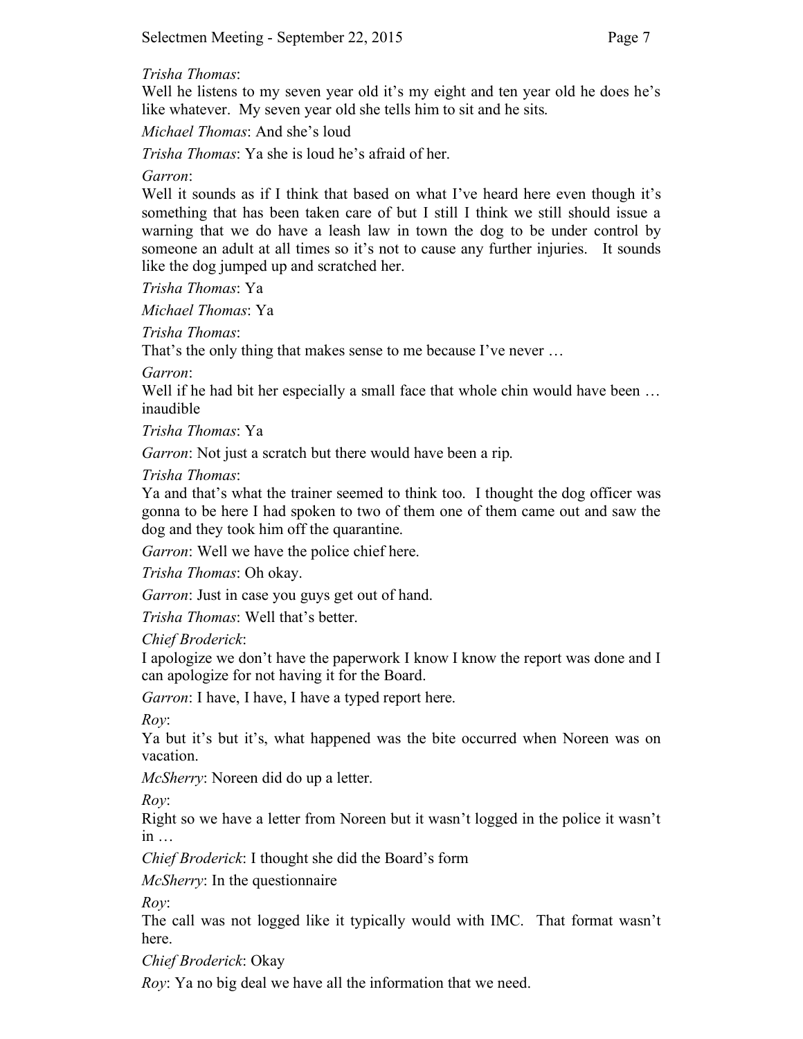*Trisha Thomas*:
Well he listens to my seven year old it's my eight and ten year old he does he's like whatever. My seven year old she tells him to sit and he sits.

*Michael Thomas*: And she's loud

*Trisha Thomas*: Ya she is loud he's afraid of her.

*Garron*:
Well it sounds as if I think that based on what I've heard here even though it's something that has been taken care of but I still I think we still should issue a warning that we do have a leash law in town the dog to be under control by someone an adult at all times so it's not to cause any further injuries. It sounds like the dog jumped up and scratched her.

*Trisha Thomas*: Ya

*Michael Thomas*: Ya

*Trisha Thomas*:
That's the only thing that makes sense to me because I've never …

*Garron*:
Well if he had bit her especially a small face that whole chin would have been … inaudible

*Trisha Thomas*: Ya

*Garron*: Not just a scratch but there would have been a rip.

*Trisha Thomas*:
Ya and that's what the trainer seemed to think too. I thought the dog officer was gonna to be here I had spoken to two of them one of them came out and saw the dog and they took him off the quarantine.

*Garron*: Well we have the police chief here.

*Trisha Thomas*: Oh okay.

*Garron*: Just in case you guys get out of hand.

*Trisha Thomas*: Well that's better.

*Chief Broderick*:
I apologize we don't have the paperwork I know I know the report was done and I can apologize for not having it for the Board.

*Garron*: I have, I have, I have a typed report here.

*Roy*:
Ya but it's but it's, what happened was the bite occurred when Noreen was on vacation.

*McSherry*: Noreen did do up a letter.

*Roy*:
Right so we have a letter from Noreen but it wasn't logged in the police it wasn't in …

*Chief Broderick*: I thought she did the Board's form

*McSherry*: In the questionnaire

*Roy*:
The call was not logged like it typically would with IMC. That format wasn't here.

*Chief Broderick*: Okay

*Roy*: Ya no big deal we have all the information that we need.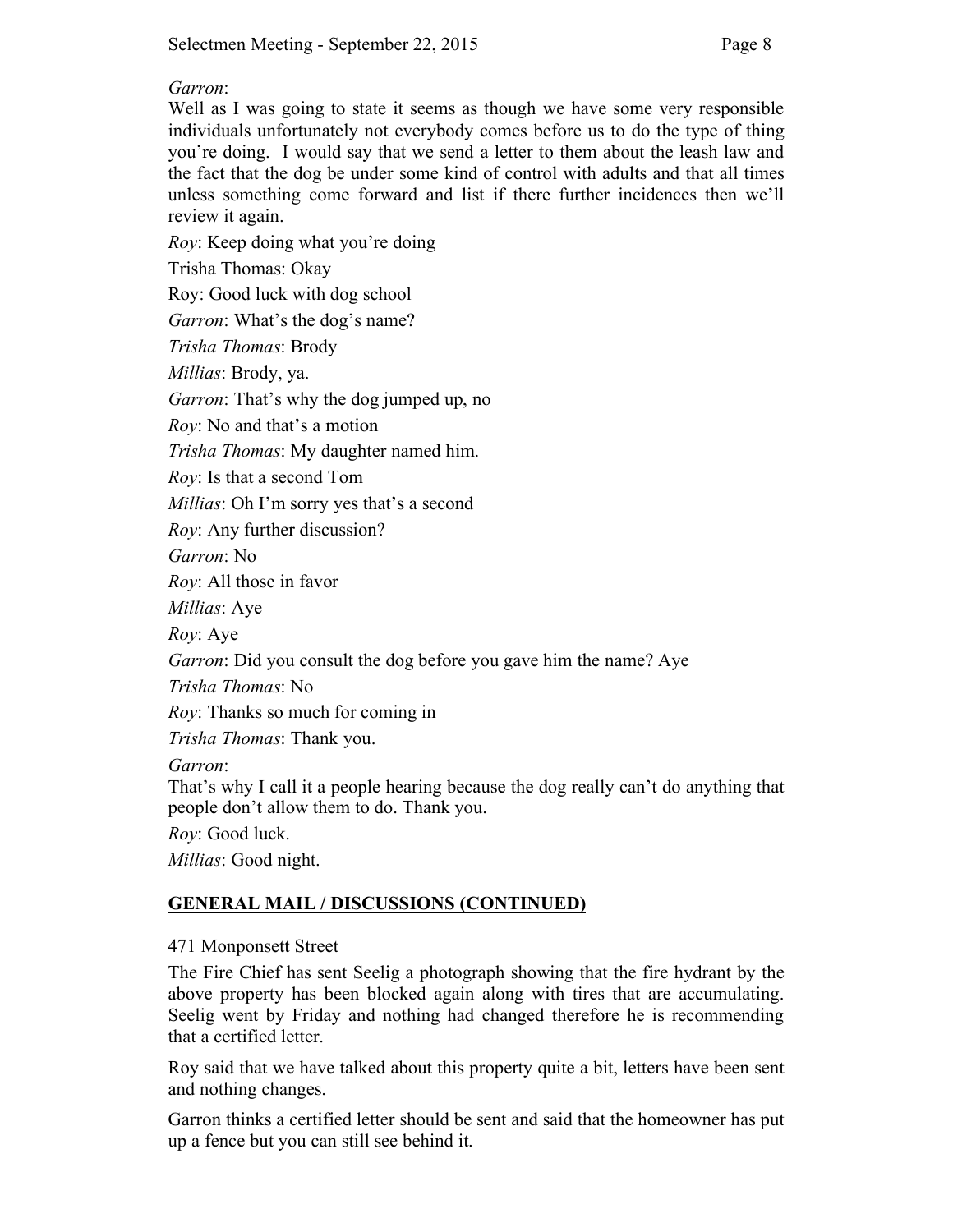*Garron*:
Well as I was going to state it seems as though we have some very responsible individuals unfortunately not everybody comes before us to do the type of thing you're doing. I would say that we send a letter to them about the leash law and the fact that the dog be under some kind of control with adults and that all times unless something come forward and list if there further incidences then we'll review it again.

*Roy*: Keep doing what you're doing

Trisha Thomas: Okay

Roy: Good luck with dog school

*Garron*: What's the dog's name?

*Trisha Thomas*: Brody

*Millias*: Brody, ya.

*Garron*: That's why the dog jumped up, no

*Roy*: No and that's a motion

*Trisha Thomas*: My daughter named him.

*Roy*: Is that a second Tom

*Millias*: Oh I'm sorry yes that's a second

*Roy*: Any further discussion?

*Garron*: No

*Roy*: All those in favor

*Millias*: Aye

*Roy*: Aye

*Garron*: Did you consult the dog before you gave him the name? Aye

*Trisha Thomas*: No

*Roy*: Thanks so much for coming in

*Trisha Thomas*: Thank you.

*Garron*:
That's why I call it a people hearing because the dog really can't do anything that people don't allow them to do. Thank you.

*Roy*: Good luck.

*Millias*: Good night.

## GENERAL MAIL / DISCUSSIONS (CONTINUED)

471 Monponsett Street

The Fire Chief has sent Seelig a photograph showing that the fire hydrant by the above property has been blocked again along with tires that are accumulating. Seelig went by Friday and nothing had changed therefore he is recommending that a certified letter.

Roy said that we have talked about this property quite a bit, letters have been sent and nothing changes.

Garron thinks a certified letter should be sent and said that the homeowner has put up a fence but you can still see behind it.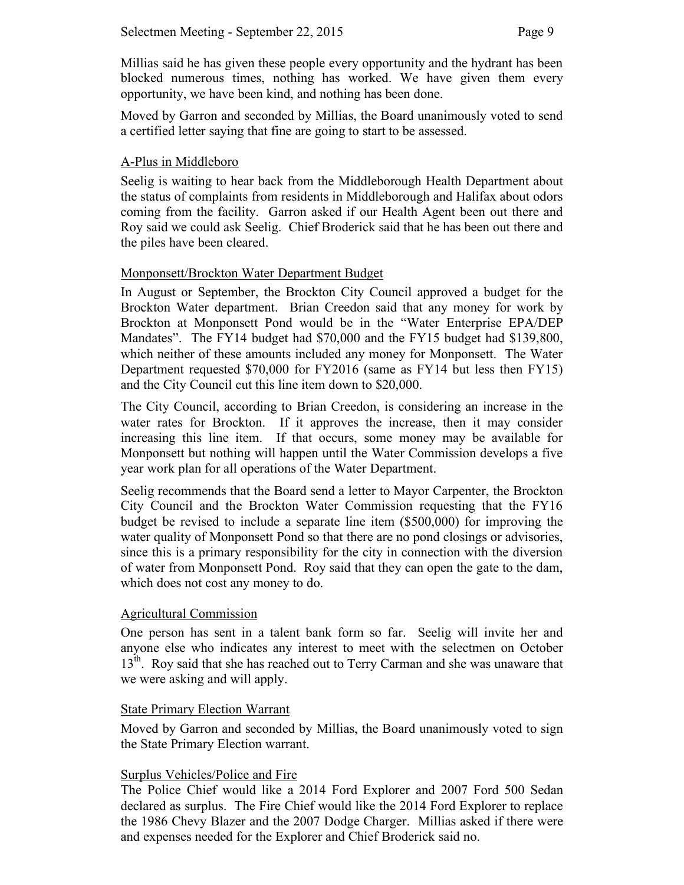Millias said he has given these people every opportunity and the hydrant has been blocked numerous times, nothing has worked. We have given them every opportunity, we have been kind, and nothing has been done.

Moved by Garron and seconded by Millias, the Board unanimously voted to send a certified letter saying that fine are going to start to be assessed.

## A-Plus in Middleboro

Seelig is waiting to hear back from the Middleborough Health Department about the status of complaints from residents in Middleborough and Halifax about odors coming from the facility. Garron asked if our Health Agent been out there and Roy said we could ask Seelig. Chief Broderick said that he has been out there and the piles have been cleared.

## Monponsett/Brockton Water Department Budget

In August or September, the Brockton City Council approved a budget for the Brockton Water department. Brian Creedon said that any money for work by Brockton at Monponsett Pond would be in the "Water Enterprise EPA/DEP Mandates". The FY14 budget had $70,000 and the FY15 budget had $139,800, which neither of these amounts included any money for Monponsett. The Water Department requested $70,000 for FY2016 (same as FY14 but less then FY15) and the City Council cut this line item down to $20,000.

The City Council, according to Brian Creedon, is considering an increase in the water rates for Brockton. If it approves the increase, then it may consider increasing this line item. If that occurs, some money may be available for Monponsett but nothing will happen until the Water Commission develops a five year work plan for all operations of the Water Department.

Seelig recommends that the Board send a letter to Mayor Carpenter, the Brockton City Council and the Brockton Water Commission requesting that the FY16 budget be revised to include a separate line item ($500,000) for improving the water quality of Monponsett Pond so that there are no pond closings or advisories, since this is a primary responsibility for the city in connection with the diversion of water from Monponsett Pond. Roy said that they can open the gate to the dam, which does not cost any money to do.

## Agricultural Commission

One person has sent in a talent bank form so far. Seelig will invite her and anyone else who indicates any interest to meet with the selectmen on October 13th. Roy said that she has reached out to Terry Carman and she was unaware that we were asking and will apply.

## State Primary Election Warrant

Moved by Garron and seconded by Millias, the Board unanimously voted to sign the State Primary Election warrant.

## Surplus Vehicles/Police and Fire

The Police Chief would like a 2014 Ford Explorer and 2007 Ford 500 Sedan declared as surplus. The Fire Chief would like the 2014 Ford Explorer to replace the 1986 Chevy Blazer and the 2007 Dodge Charger. Millias asked if there were and expenses needed for the Explorer and Chief Broderick said no.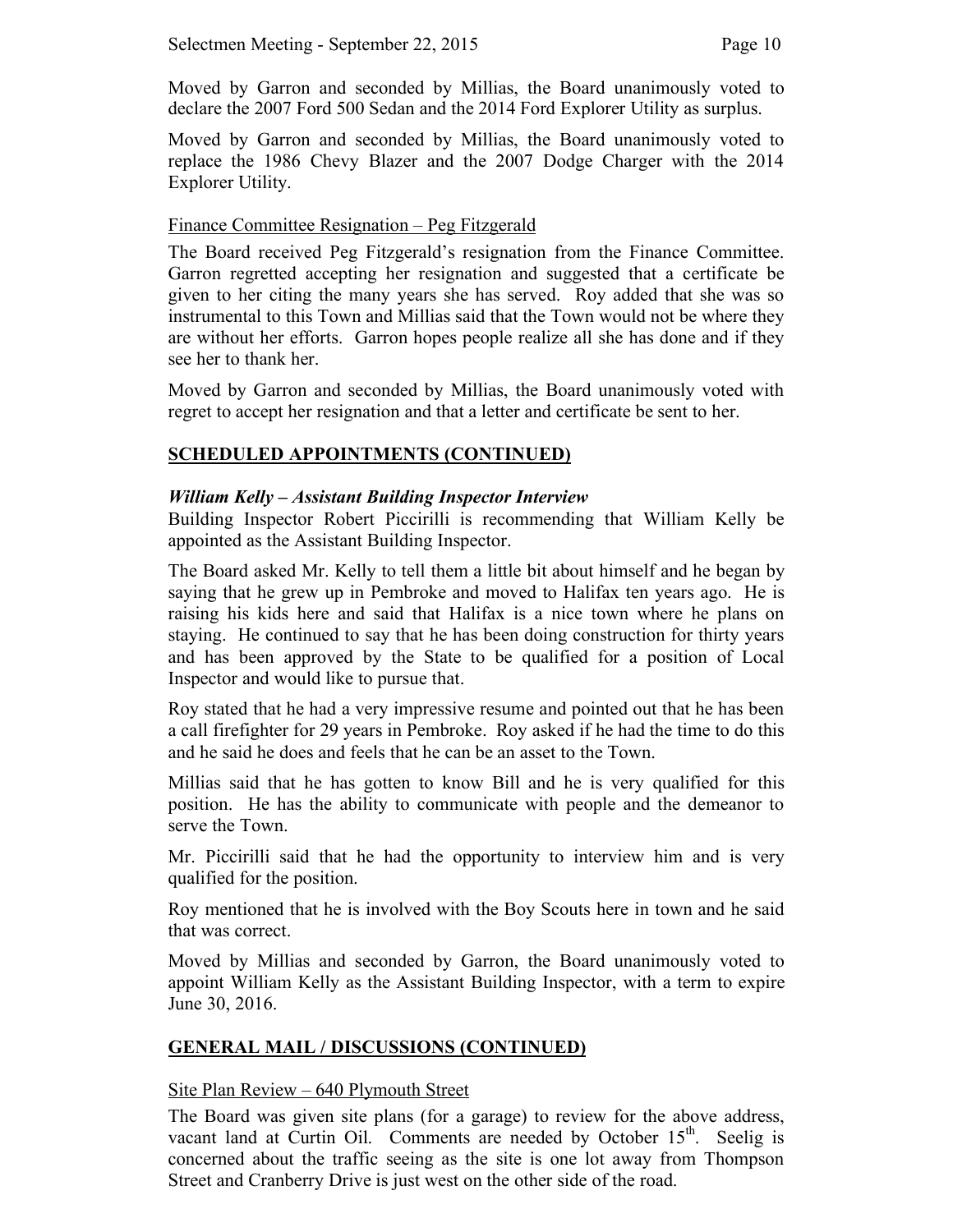Moved by Garron and seconded by Millias, the Board unanimously voted to declare the 2007 Ford 500 Sedan and the 2014 Ford Explorer Utility as surplus.

Moved by Garron and seconded by Millias, the Board unanimously voted to replace the 1986 Chevy Blazer and the 2007 Dodge Charger with the 2014 Explorer Utility.

Finance Committee Resignation – Peg Fitzgerald

The Board received Peg Fitzgerald's resignation from the Finance Committee. Garron regretted accepting her resignation and suggested that a certificate be given to her citing the many years she has served. Roy added that she was so instrumental to this Town and Millias said that the Town would not be where they are without her efforts. Garron hopes people realize all she has done and if they see her to thank her.

Moved by Garron and seconded by Millias, the Board unanimously voted with regret to accept her resignation and that a letter and certificate be sent to her.

## SCHEDULED APPOINTMENTS (CONTINUED)

***William Kelly – Assistant Building Inspector Interview***

Building Inspector Robert Piccirilli is recommending that William Kelly be appointed as the Assistant Building Inspector.

The Board asked Mr. Kelly to tell them a little bit about himself and he began by saying that he grew up in Pembroke and moved to Halifax ten years ago. He is raising his kids here and said that Halifax is a nice town where he plans on staying. He continued to say that he has been doing construction for thirty years and has been approved by the State to be qualified for a position of Local Inspector and would like to pursue that.

Roy stated that he had a very impressive resume and pointed out that he has been a call firefighter for 29 years in Pembroke. Roy asked if he had the time to do this and he said he does and feels that he can be an asset to the Town.

Millias said that he has gotten to know Bill and he is very qualified for this position. He has the ability to communicate with people and the demeanor to serve the Town.

Mr. Piccirilli said that he had the opportunity to interview him and is very qualified for the position.

Roy mentioned that he is involved with the Boy Scouts here in town and he said that was correct.

Moved by Millias and seconded by Garron, the Board unanimously voted to appoint William Kelly as the Assistant Building Inspector, with a term to expire June 30, 2016.

## GENERAL MAIL / DISCUSSIONS (CONTINUED)

Site Plan Review – 640 Plymouth Street

The Board was given site plans (for a garage) to review for the above address, vacant land at Curtin Oil. Comments are needed by October 15th. Seelig is concerned about the traffic seeing as the site is one lot away from Thompson Street and Cranberry Drive is just west on the other side of the road.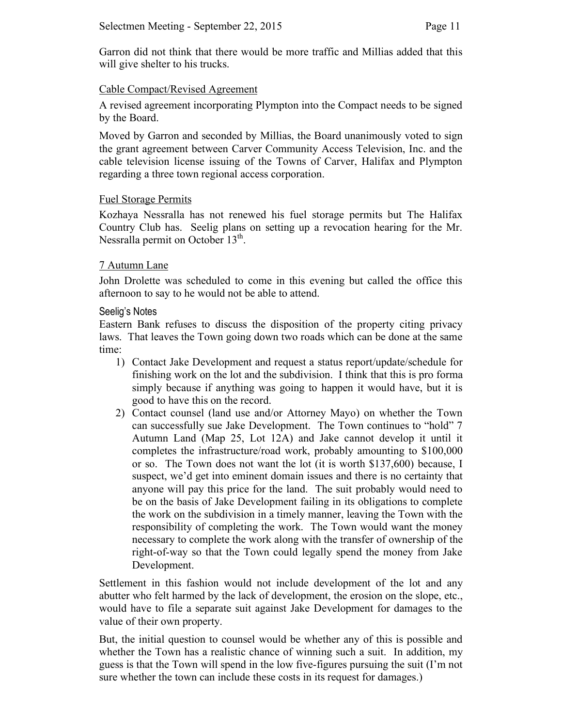Garron did not think that there would be more traffic and Millias added that this will give shelter to his trucks.

## Cable Compact/Revised Agreement

A revised agreement incorporating Plympton into the Compact needs to be signed by the Board.

Moved by Garron and seconded by Millias, the Board unanimously voted to sign the grant agreement between Carver Community Access Television, Inc. and the cable television license issuing of the Towns of Carver, Halifax and Plympton regarding a three town regional access corporation.

## Fuel Storage Permits

Kozhaya Nessralla has not renewed his fuel storage permits but The Halifax Country Club has. Seelig plans on setting up a revocation hearing for the Mr. Nessralla permit on October 13th.

## 7 Autumn Lane

John Drolette was scheduled to come in this evening but called the office this afternoon to say to he would not be able to attend.

### Seelig's Notes

Eastern Bank refuses to discuss the disposition of the property citing privacy laws. That leaves the Town going down two roads which can be done at the same time:

1) Contact Jake Development and request a status report/update/schedule for finishing work on the lot and the subdivision. I think that this is pro forma simply because if anything was going to happen it would have, but it is good to have this on the record.
2) Contact counsel (land use and/or Attorney Mayo) on whether the Town can successfully sue Jake Development. The Town continues to "hold" 7 Autumn Land (Map 25, Lot 12A) and Jake cannot develop it until it completes the infrastructure/road work, probably amounting to $100,000 or so. The Town does not want the lot (it is worth $137,600) because, I suspect, we'd get into eminent domain issues and there is no certainty that anyone will pay this price for the land. The suit probably would need to be on the basis of Jake Development failing in its obligations to complete the work on the subdivision in a timely manner, leaving the Town with the responsibility of completing the work. The Town would want the money necessary to complete the work along with the transfer of ownership of the right-of-way so that the Town could legally spend the money from Jake Development.

Settlement in this fashion would not include development of the lot and any abutter who felt harmed by the lack of development, the erosion on the slope, etc., would have to file a separate suit against Jake Development for damages to the value of their own property.

But, the initial question to counsel would be whether any of this is possible and whether the Town has a realistic chance of winning such a suit. In addition, my guess is that the Town will spend in the low five-figures pursuing the suit (I'm not sure whether the town can include these costs in its request for damages.)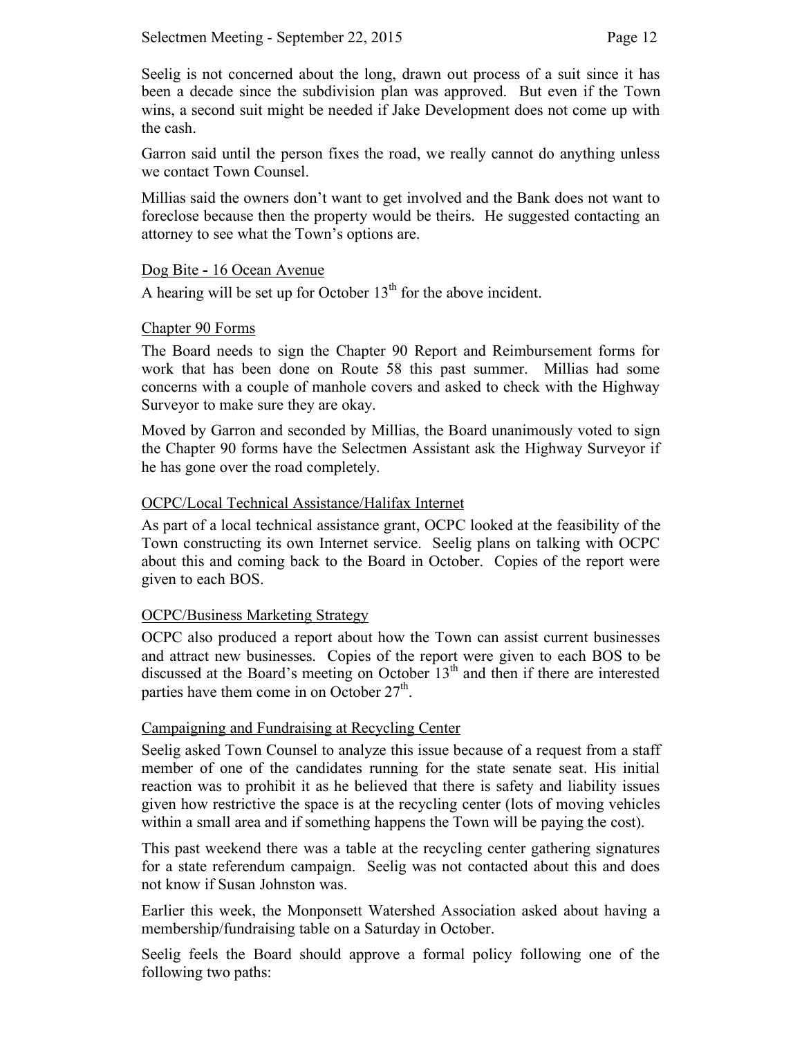Seelig is not concerned about the long, drawn out process of a suit since it has been a decade since the subdivision plan was approved. But even if the Town wins, a second suit might be needed if Jake Development does not come up with the cash.

Garron said until the person fixes the road, we really cannot do anything unless we contact Town Counsel.

Millias said the owners don't want to get involved and the Bank does not want to foreclose because then the property would be theirs. He suggested contacting an attorney to see what the Town's options are.

<u>Dog Bite - 16 Ocean Avenue</u>

A hearing will be set up for October 13th for the above incident.

<u>Chapter 90 Forms</u>

The Board needs to sign the Chapter 90 Report and Reimbursement forms for work that has been done on Route 58 this past summer. Millias had some concerns with a couple of manhole covers and asked to check with the Highway Surveyor to make sure they are okay.

Moved by Garron and seconded by Millias, the Board unanimously voted to sign the Chapter 90 forms have the Selectmen Assistant ask the Highway Surveyor if he has gone over the road completely.

<u>OCPC/Local Technical Assistance/Halifax Internet</u>

As part of a local technical assistance grant, OCPC looked at the feasibility of the Town constructing its own Internet service. Seelig plans on talking with OCPC about this and coming back to the Board in October. Copies of the report were given to each BOS.

<u>OCPC/Business Marketing Strategy</u>

OCPC also produced a report about how the Town can assist current businesses and attract new businesses. Copies of the report were given to each BOS to be discussed at the Board's meeting on October 13th and then if there are interested parties have them come in on October 27th.

<u>Campaigning and Fundraising at Recycling Center</u>

Seelig asked Town Counsel to analyze this issue because of a request from a staff member of one of the candidates running for the state senate seat. His initial reaction was to prohibit it as he believed that there is safety and liability issues given how restrictive the space is at the recycling center (lots of moving vehicles within a small area and if something happens the Town will be paying the cost).

This past weekend there was a table at the recycling center gathering signatures for a state referendum campaign. Seelig was not contacted about this and does not know if Susan Johnston was.

Earlier this week, the Monponsett Watershed Association asked about having a membership/fundraising table on a Saturday in October.

Seelig feels the Board should approve a formal policy following one of the following two paths: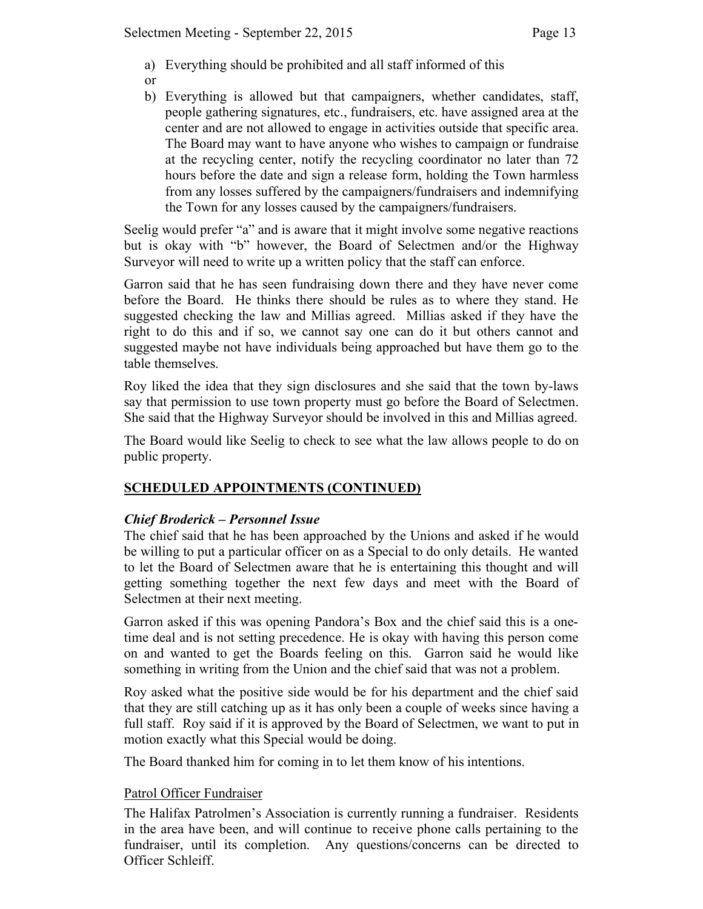a) Everything should be prohibited and all staff informed of this

or

b) Everything is allowed but that campaigners, whether candidates, staff, people gathering signatures, etc., fundraisers, etc. have assigned area at the center and are not allowed to engage in activities outside that specific area. The Board may want to have anyone who wishes to campaign or fundraise at the recycling center, notify the recycling coordinator no later than 72 hours before the date and sign a release form, holding the Town harmless from any losses suffered by the campaigners/fundraisers and indemnifying the Town for any losses caused by the campaigners/fundraisers.

Seelig would prefer "a" and is aware that it might involve some negative reactions but is okay with "b" however, the Board of Selectmen and/or the Highway Surveyor will need to write up a written policy that the staff can enforce.

Garron said that he has seen fundraising down there and they have never come before the Board. He thinks there should be rules as to where they stand. He suggested checking the law and Millias agreed. Millias asked if they have the right to do this and if so, we cannot say one can do it but others cannot and suggested maybe not have individuals being approached but have them go to the table themselves.

Roy liked the idea that they sign disclosures and she said that the town by-laws say that permission to use town property must go before the Board of Selectmen. She said that the Highway Surveyor should be involved in this and Millias agreed.

The Board would like Seelig to check to see what the law allows people to do on public property.

## SCHEDULED APPOINTMENTS (CONTINUED)

### *Chief Broderick – Personnel Issue*

The chief said that he has been approached by the Unions and asked if he would be willing to put a particular officer on as a Special to do only details. He wanted to let the Board of Selectmen aware that he is entertaining this thought and will getting something together the next few days and meet with the Board of Selectmen at their next meeting.

Garron asked if this was opening Pandora's Box and the chief said this is a one-time deal and is not setting precedence. He is okay with having this person come on and wanted to get the Boards feeling on this. Garron said he would like something in writing from the Union and the chief said that was not a problem.

Roy asked what the positive side would be for his department and the chief said that they are still catching up as it has only been a couple of weeks since having a full staff. Roy said if it is approved by the Board of Selectmen, we want to put in motion exactly what this Special would be doing.

The Board thanked him for coming in to let them know of his intentions.

Patrol Officer Fundraiser

The Halifax Patrolmen's Association is currently running a fundraiser. Residents in the area have been, and will continue to receive phone calls pertaining to the fundraiser, until its completion. Any questions/concerns can be directed to Officer Schleiff.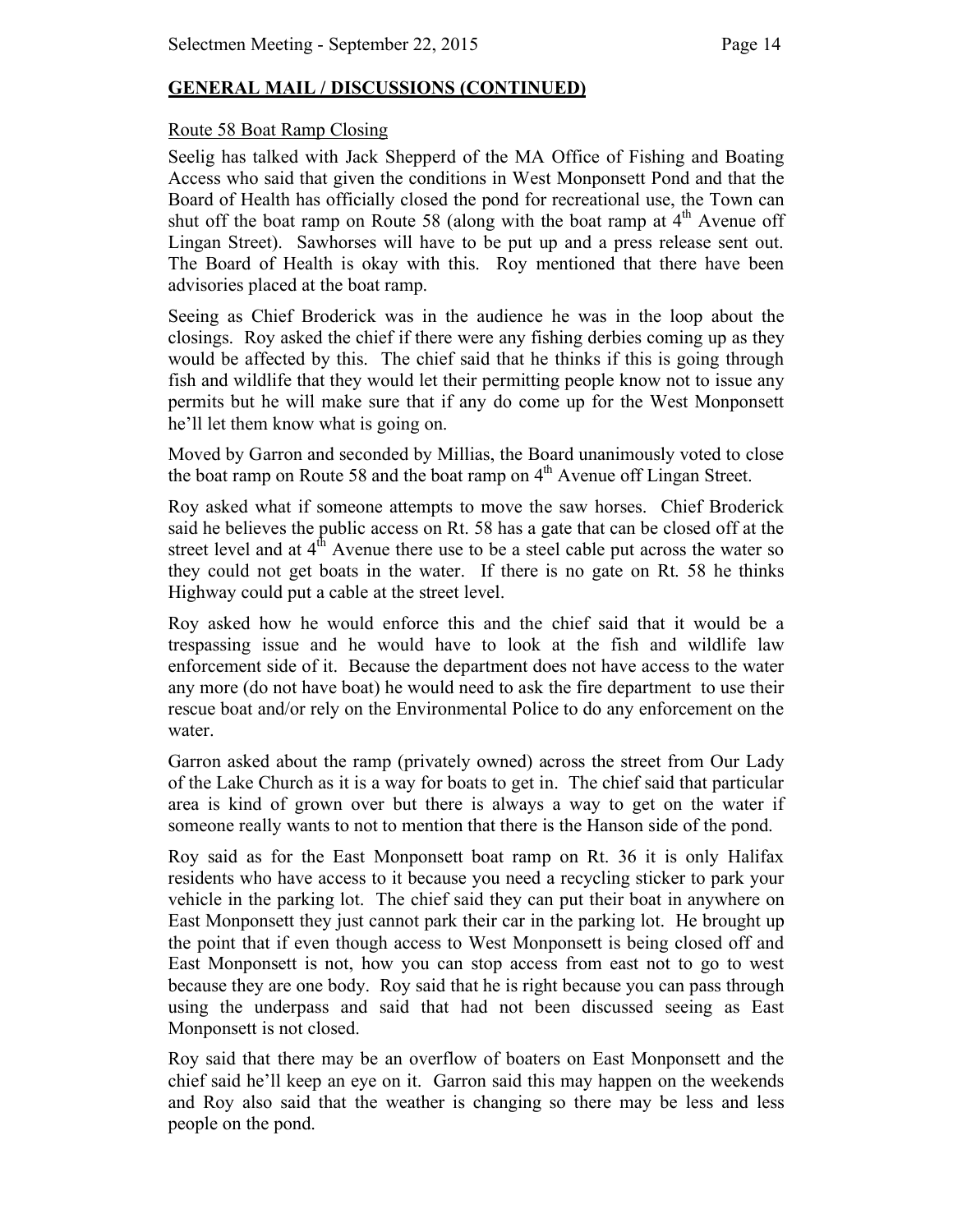## GENERAL MAIL / DISCUSSIONS (CONTINUED)

Route 58 Boat Ramp Closing

Seelig has talked with Jack Shepperd of the MA Office of Fishing and Boating Access who said that given the conditions in West Monponsett Pond and that the Board of Health has officially closed the pond for recreational use, the Town can shut off the boat ramp on Route 58 (along with the boat ramp at 4th Avenue off Lingan Street). Sawhorses will have to be put up and a press release sent out. The Board of Health is okay with this. Roy mentioned that there have been advisories placed at the boat ramp.

Seeing as Chief Broderick was in the audience he was in the loop about the closings. Roy asked the chief if there were any fishing derbies coming up as they would be affected by this. The chief said that he thinks if this is going through fish and wildlife that they would let their permitting people know not to issue any permits but he will make sure that if any do come up for the West Monponsett he'll let them know what is going on.

Moved by Garron and seconded by Millias, the Board unanimously voted to close the boat ramp on Route 58 and the boat ramp on 4th Avenue off Lingan Street.

Roy asked what if someone attempts to move the saw horses. Chief Broderick said he believes the public access on Rt. 58 has a gate that can be closed off at the street level and at 4th Avenue there use to be a steel cable put across the water so they could not get boats in the water. If there is no gate on Rt. 58 he thinks Highway could put a cable at the street level.

Roy asked how he would enforce this and the chief said that it would be a trespassing issue and he would have to look at the fish and wildlife law enforcement side of it. Because the department does not have access to the water any more (do not have boat) he would need to ask the fire department to use their rescue boat and/or rely on the Environmental Police to do any enforcement on the water.

Garron asked about the ramp (privately owned) across the street from Our Lady of the Lake Church as it is a way for boats to get in. The chief said that particular area is kind of grown over but there is always a way to get on the water if someone really wants to not to mention that there is the Hanson side of the pond.

Roy said as for the East Monponsett boat ramp on Rt. 36 it is only Halifax residents who have access to it because you need a recycling sticker to park your vehicle in the parking lot. The chief said they can put their boat in anywhere on East Monponsett they just cannot park their car in the parking lot. He brought up the point that if even though access to West Monponsett is being closed off and East Monponsett is not, how you can stop access from east not to go to west because they are one body. Roy said that he is right because you can pass through using the underpass and said that had not been discussed seeing as East Monponsett is not closed.

Roy said that there may be an overflow of boaters on East Monponsett and the chief said he'll keep an eye on it. Garron said this may happen on the weekends and Roy also said that the weather is changing so there may be less and less people on the pond.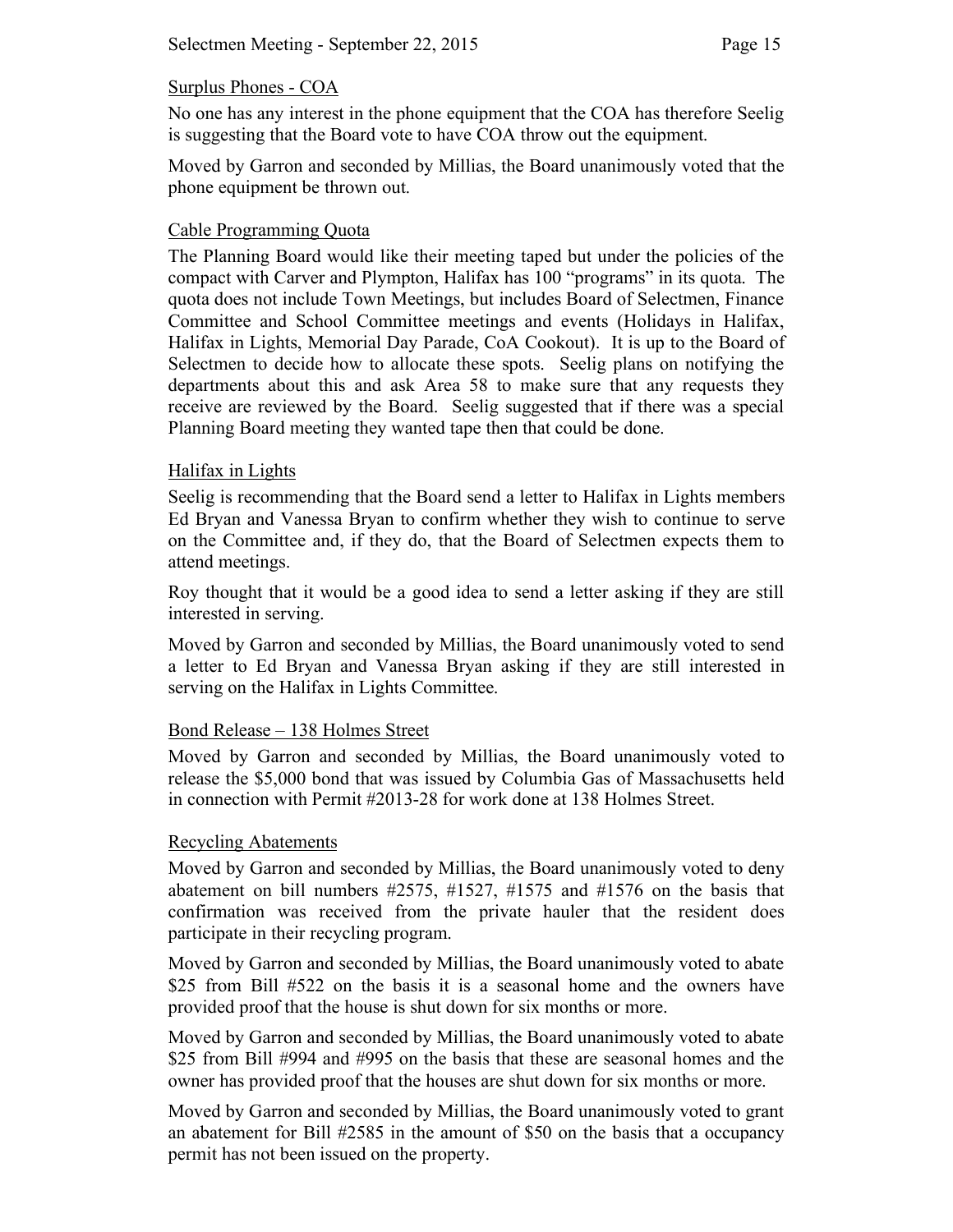### Surplus Phones - COA

No one has any interest in the phone equipment that the COA has therefore Seelig is suggesting that the Board vote to have COA throw out the equipment.

Moved by Garron and seconded by Millias, the Board unanimously voted that the phone equipment be thrown out.

### Cable Programming Quota

The Planning Board would like their meeting taped but under the policies of the compact with Carver and Plympton, Halifax has 100 "programs" in its quota. The quota does not include Town Meetings, but includes Board of Selectmen, Finance Committee and School Committee meetings and events (Holidays in Halifax, Halifax in Lights, Memorial Day Parade, CoA Cookout). It is up to the Board of Selectmen to decide how to allocate these spots. Seelig plans on notifying the departments about this and ask Area 58 to make sure that any requests they receive are reviewed by the Board. Seelig suggested that if there was a special Planning Board meeting they wanted tape then that could be done.

### Halifax in Lights

Seelig is recommending that the Board send a letter to Halifax in Lights members Ed Bryan and Vanessa Bryan to confirm whether they wish to continue to serve on the Committee and, if they do, that the Board of Selectmen expects them to attend meetings.

Roy thought that it would be a good idea to send a letter asking if they are still interested in serving.

Moved by Garron and seconded by Millias, the Board unanimously voted to send a letter to Ed Bryan and Vanessa Bryan asking if they are still interested in serving on the Halifax in Lights Committee.

### Bond Release – 138 Holmes Street

Moved by Garron and seconded by Millias, the Board unanimously voted to release the $5,000 bond that was issued by Columbia Gas of Massachusetts held in connection with Permit #2013-28 for work done at 138 Holmes Street.

### Recycling Abatements

Moved by Garron and seconded by Millias, the Board unanimously voted to deny abatement on bill numbers #2575, #1527, #1575 and #1576 on the basis that confirmation was received from the private hauler that the resident does participate in their recycling program.

Moved by Garron and seconded by Millias, the Board unanimously voted to abate $25 from Bill #522 on the basis it is a seasonal home and the owners have provided proof that the house is shut down for six months or more.

Moved by Garron and seconded by Millias, the Board unanimously voted to abate $25 from Bill #994 and #995 on the basis that these are seasonal homes and the owner has provided proof that the houses are shut down for six months or more.

Moved by Garron and seconded by Millias, the Board unanimously voted to grant an abatement for Bill #2585 in the amount of $50 on the basis that a occupancy permit has not been issued on the property.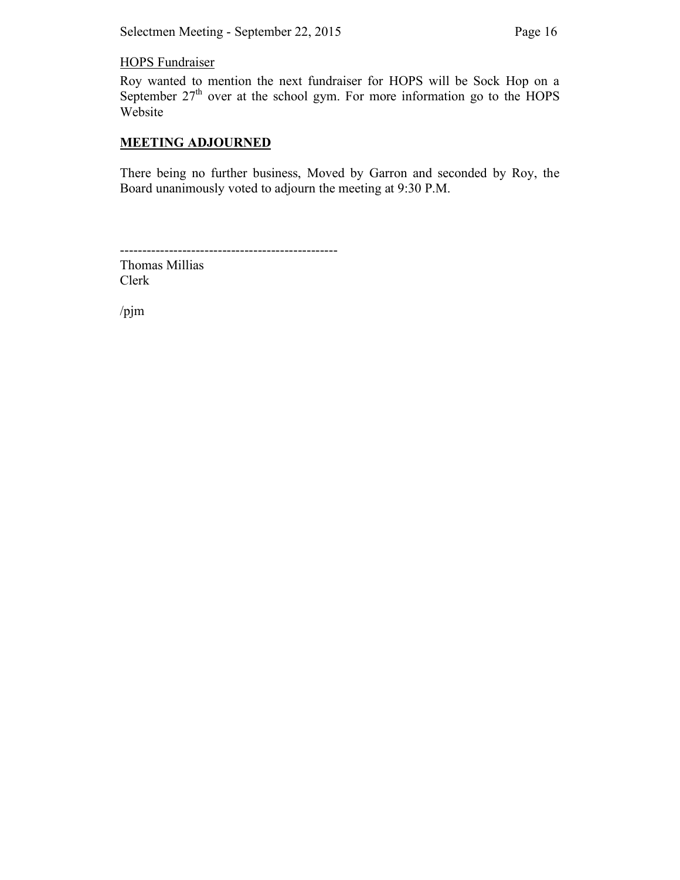HOPS Fundraiser

Roy wanted to mention the next fundraiser for HOPS will be Sock Hop on a September 27th over at the school gym. For more information go to the HOPS Website

## MEETING ADJOURNED

There being no further business, Moved by Garron and seconded by Roy, the Board unanimously voted to adjourn the meeting at 9:30 P.M.

-------------------------------------------------
Thomas Millias
Clerk

/pjm